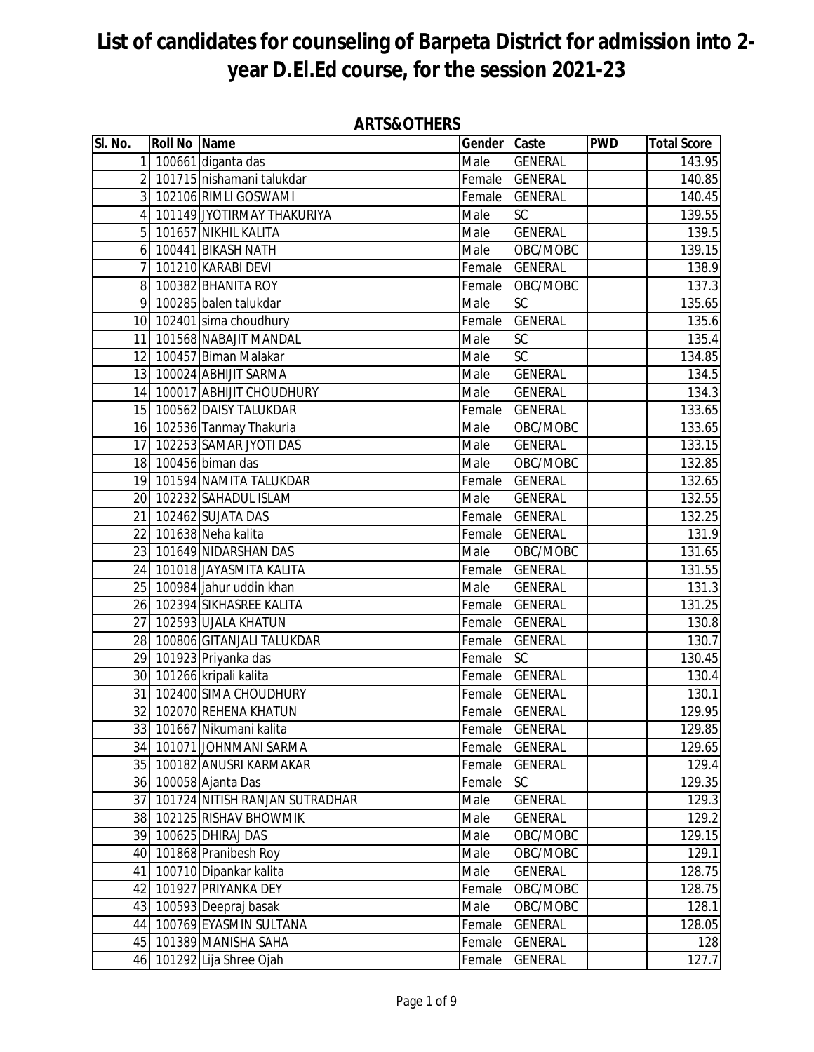# List of candidates for counseling of Barpeta District for admission into 2-year D.El.Ed course, for the session 2021-23

## ARTS&OTHERS

| Sl. No. | Roll No | Name | Gender | Caste | PWD | Total Score |
|---|---|---|---|---|---|---|
| 1 | 100661 | diganta das | Male | GENERAL | | 143.95 |
| 2 | 101715 | nishamani talukdar | Female | GENERAL | | 140.85 |
| 3 | 102106 | RIMLI GOSWAMI | Female | GENERAL | | 140.45 |
| 4 | 101149 | JYOTIRMAY THAKURIYA | Male | SC | | 139.55 |
| 5 | 101657 | NIKHIL KALITA | Male | GENERAL | | 139.5 |
| 6 | 100441 | BIKASH NATH | Male | OBC/MOBC | | 139.15 |
| 7 | 101210 | KARABI DEVI | Female | GENERAL | | 138.9 |
| 8 | 100382 | BHANITA ROY | Female | OBC/MOBC | | 137.3 |
| 9 | 100285 | balen talukdar | Male | SC | | 135.65 |
| 10 | 102401 | sima choudhury | Female | GENERAL | | 135.6 |
| 11 | 101568 | NABAJIT MANDAL | Male | SC | | 135.4 |
| 12 | 100457 | Biman Malakar | Male | SC | | 134.85 |
| 13 | 100024 | ABHIJIT SARMA | Male | GENERAL | | 134.5 |
| 14 | 100017 | ABHIJIT CHOUDHURY | Male | GENERAL | | 134.3 |
| 15 | 100562 | DAISY TALUKDAR | Female | GENERAL | | 133.65 |
| 16 | 102536 | Tanmay Thakuria | Male | OBC/MOBC | | 133.65 |
| 17 | 102253 | SAMAR JYOTI DAS | Male | GENERAL | | 133.15 |
| 18 | 100456 | biman das | Male | OBC/MOBC | | 132.85 |
| 19 | 101594 | NAMITA TALUKDAR | Female | GENERAL | | 132.65 |
| 20 | 102232 | SAHADUL ISLAM | Male | GENERAL | | 132.55 |
| 21 | 102462 | SUJATA DAS | Female | GENERAL | | 132.25 |
| 22 | 101638 | Neha kalita | Female | GENERAL | | 131.9 |
| 23 | 101649 | NIDARSHAN DAS | Male | OBC/MOBC | | 131.65 |
| 24 | 101018 | JAYASMITA KALITA | Female | GENERAL | | 131.55 |
| 25 | 100984 | jahur uddin khan | Male | GENERAL | | 131.3 |
| 26 | 102394 | SIKHASREE KALITA | Female | GENERAL | | 131.25 |
| 27 | 102593 | UJALA KHATUN | Female | GENERAL | | 130.8 |
| 28 | 100806 | GITANJALI TALUKDAR | Female | GENERAL | | 130.7 |
| 29 | 101923 | Priyanka das | Female | SC | | 130.45 |
| 30 | 101266 | kripali kalita | Female | GENERAL | | 130.4 |
| 31 | 102400 | SIMA CHOUDHURY | Female | GENERAL | | 130.1 |
| 32 | 102070 | REHENA KHATUN | Female | GENERAL | | 129.95 |
| 33 | 101667 | Nikumani kalita | Female | GENERAL | | 129.85 |
| 34 | 101071 | JOHNMANI SARMA | Female | GENERAL | | 129.65 |
| 35 | 100182 | ANUSRI KARMAKAR | Female | GENERAL | | 129.4 |
| 36 | 100058 | Ajanta Das | Female | SC | | 129.35 |
| 37 | 101724 | NITISH RANJAN SUTRADHAR | Male | GENERAL | | 129.3 |
| 38 | 102125 | RISHAV BHOWMIK | Male | GENERAL | | 129.2 |
| 39 | 100625 | DHIRAJ DAS | Male | OBC/MOBC | | 129.15 |
| 40 | 101868 | Pranibesh Roy | Male | OBC/MOBC | | 129.1 |
| 41 | 100710 | Dipankar kalita | Male | GENERAL | | 128.75 |
| 42 | 101927 | PRIYANKA DEY | Female | OBC/MOBC | | 128.75 |
| 43 | 100593 | Deepraj basak | Male | OBC/MOBC | | 128.1 |
| 44 | 100769 | EYASMIN SULTANA | Female | GENERAL | | 128.05 |
| 45 | 101389 | MANISHA SAHA | Female | GENERAL | | 128 |
| 46 | 101292 | Lija Shree Ojah | Female | GENERAL | | 127.7 |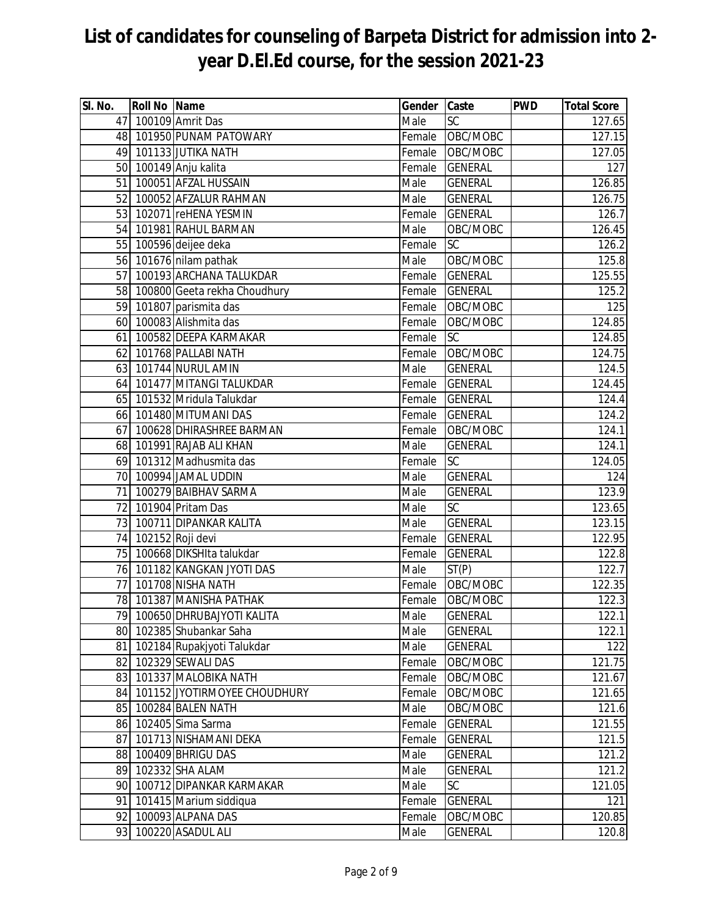# List of candidates for counseling of Barpeta District for admission into 2-year D.El.Ed course, for the session 2021-23

| Sl. No. | Roll No | Name | Gender | Caste | PWD | Total Score |
|---|---|---|---|---|---|---|
| 47 | 100109 | Amrit Das | Male | SC | | 127.65 |
| 48 | 101950 | PUNAM PATOWARY | Female | OBC/MOBC | | 127.15 |
| 49 | 101133 | JUTIKA NATH | Female | OBC/MOBC | | 127.05 |
| 50 | 100149 | Anju kalita | Female | GENERAL | | 127 |
| 51 | 100051 | AFZAL HUSSAIN | Male | GENERAL | | 126.85 |
| 52 | 100052 | AFZALUR RAHMAN | Male | GENERAL | | 126.75 |
| 53 | 102071 | reHENA YESMIN | Female | GENERAL | | 126.7 |
| 54 | 101981 | RAHUL BARMAN | Male | OBC/MOBC | | 126.45 |
| 55 | 100596 | deijee deka | Female | SC | | 126.2 |
| 56 | 101676 | nilam pathak | Male | OBC/MOBC | | 125.8 |
| 57 | 100193 | ARCHANA TALUKDAR | Female | GENERAL | | 125.55 |
| 58 | 100800 | Geeta rekha Choudhury | Female | GENERAL | | 125.2 |
| 59 | 101807 | parismita das | Female | OBC/MOBC | | 125 |
| 60 | 100083 | Alishmita das | Female | OBC/MOBC | | 124.85 |
| 61 | 100582 | DEEPA KARMAKAR | Female | SC | | 124.85 |
| 62 | 101768 | PALLABI NATH | Female | OBC/MOBC | | 124.75 |
| 63 | 101744 | NURUL AMIN | Male | GENERAL | | 124.5 |
| 64 | 101477 | MITANGI TALUKDAR | Female | GENERAL | | 124.45 |
| 65 | 101532 | Mridula Talukdar | Female | GENERAL | | 124.4 |
| 66 | 101480 | MITUMANI DAS | Female | GENERAL | | 124.2 |
| 67 | 100628 | DHIRASHREE BARMAN | Female | OBC/MOBC | | 124.1 |
| 68 | 101991 | RAJAB ALI KHAN | Male | GENERAL | | 124.1 |
| 69 | 101312 | Madhusmita das | Female | SC | | 124.05 |
| 70 | 100994 | JAMAL UDDIN | Male | GENERAL | | 124 |
| 71 | 100279 | BAIBHAV SARMA | Male | GENERAL | | 123.9 |
| 72 | 101904 | Pritam Das | Male | SC | | 123.65 |
| 73 | 100711 | DIPANKAR KALITA | Male | GENERAL | | 123.15 |
| 74 | 102152 | Roji devi | Female | GENERAL | | 122.95 |
| 75 | 100668 | DIKSHIta talukdar | Female | GENERAL | | 122.8 |
| 76 | 101182 | KANGKAN JYOTI DAS | Male | ST(P) | | 122.7 |
| 77 | 101708 | NISHA NATH | Female | OBC/MOBC | | 122.35 |
| 78 | 101387 | MANISHA PATHAK | Female | OBC/MOBC | | 122.3 |
| 79 | 100650 | DHRUBAJYOTI KALITA | Male | GENERAL | | 122.1 |
| 80 | 102385 | Shubankar Saha | Male | GENERAL | | 122.1 |
| 81 | 102184 | Rupakjyoti Talukdar | Male | GENERAL | | 122 |
| 82 | 102329 | SEWALI DAS | Female | OBC/MOBC | | 121.75 |
| 83 | 101337 | MALOBIKA NATH | Female | OBC/MOBC | | 121.67 |
| 84 | 101152 | JYOTIRMOYEE CHOUDHURY | Female | OBC/MOBC | | 121.65 |
| 85 | 100284 | BALEN NATH | Male | OBC/MOBC | | 121.6 |
| 86 | 102405 | Sima Sarma | Female | GENERAL | | 121.55 |
| 87 | 101713 | NISHAMANI DEKA | Female | GENERAL | | 121.5 |
| 88 | 100409 | BHRIGU DAS | Male | GENERAL | | 121.2 |
| 89 | 102332 | SHA ALAM | Male | GENERAL | | 121.2 |
| 90 | 100712 | DIPANKAR KARMAKAR | Male | SC | | 121.05 |
| 91 | 101415 | Marium siddiqua | Female | GENERAL | | 121 |
| 92 | 100093 | ALPANA DAS | Female | OBC/MOBC | | 120.85 |
| 93 | 100220 | ASADUL ALI | Male | GENERAL | | 120.8 |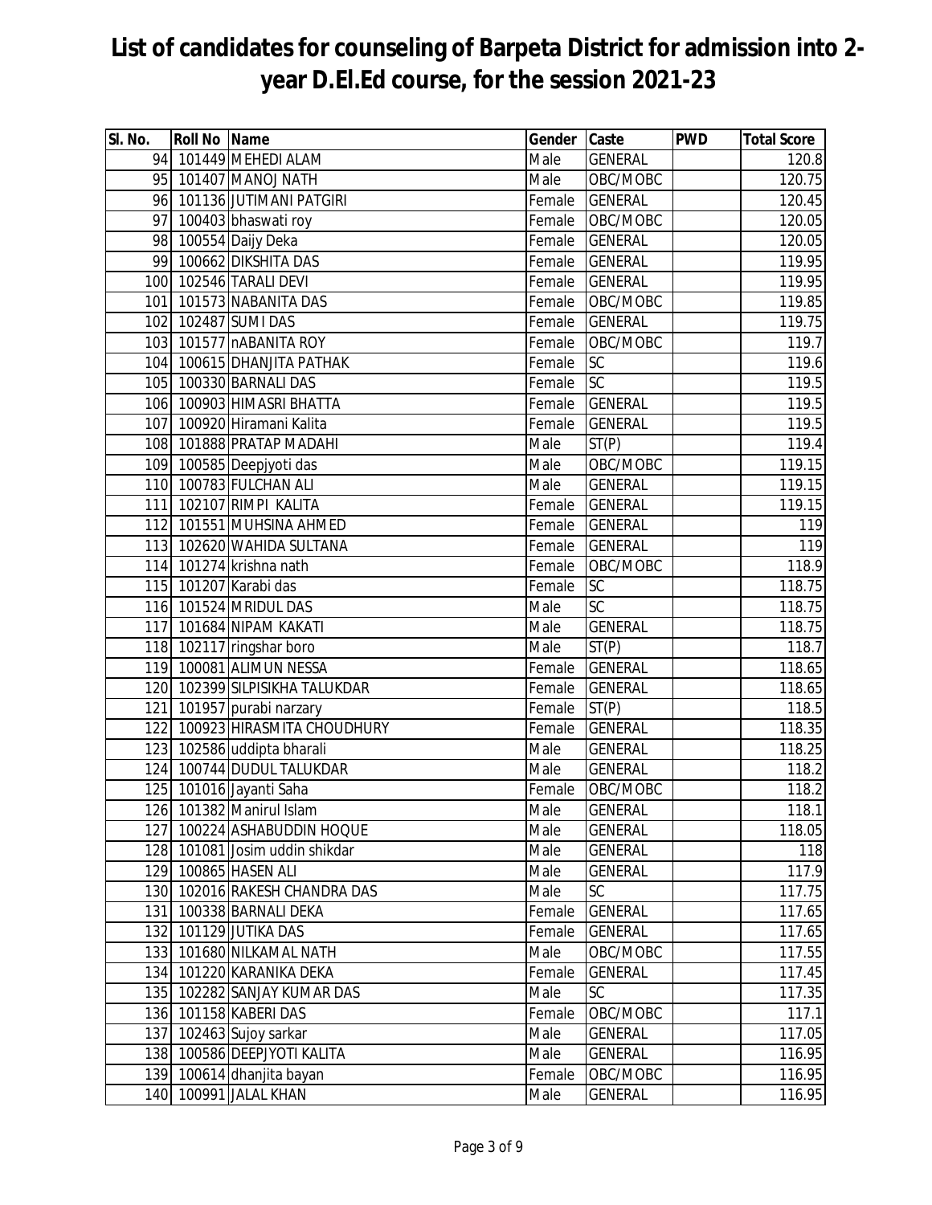# List of candidates for counseling of Barpeta District for admission into 2-year D.El.Ed course, for the session 2021-23

| Sl. No. | Roll No | Name | Gender | Caste | PWD | Total Score |
|---|---|---|---|---|---|---|
| 94 | 101449 | MEHEDI ALAM | Male | GENERAL | | 120.8 |
| 95 | 101407 | MANOJ NATH | Male | OBC/MOBC | | 120.75 |
| 96 | 101136 | JUTIMANI PATGIRI | Female | GENERAL | | 120.45 |
| 97 | 100403 | bhaswati roy | Female | OBC/MOBC | | 120.05 |
| 98 | 100554 | Daijy Deka | Female | GENERAL | | 120.05 |
| 99 | 100662 | DIKSHITA DAS | Female | GENERAL | | 119.95 |
| 100 | 102546 | TARALI DEVI | Female | GENERAL | | 119.95 |
| 101 | 101573 | NABANITA DAS | Female | OBC/MOBC | | 119.85 |
| 102 | 102487 | SUMI DAS | Female | GENERAL | | 119.75 |
| 103 | 101577 | nABANITA ROY | Female | OBC/MOBC | | 119.7 |
| 104 | 100615 | DHANJITA PATHAK | Female | SC | | 119.6 |
| 105 | 100330 | BARNALI DAS | Female | SC | | 119.5 |
| 106 | 100903 | HIMASRI BHATTA | Female | GENERAL | | 119.5 |
| 107 | 100920 | Hiramani Kalita | Female | GENERAL | | 119.5 |
| 108 | 101888 | PRATAP MADAHI | Male | ST(P) | | 119.4 |
| 109 | 100585 | Deepjyoti das | Male | OBC/MOBC | | 119.15 |
| 110 | 100783 | FULCHAN ALI | Male | GENERAL | | 119.15 |
| 111 | 102107 | RIMPI KALITA | Female | GENERAL | | 119.15 |
| 112 | 101551 | MUHSINA AHMED | Female | GENERAL | | 119 |
| 113 | 102620 | WAHIDA SULTANA | Female | GENERAL | | 119 |
| 114 | 101274 | krishna nath | Female | OBC/MOBC | | 118.9 |
| 115 | 101207 | Karabi das | Female | SC | | 118.75 |
| 116 | 101524 | MRIDUL DAS | Male | SC | | 118.75 |
| 117 | 101684 | NIPAM KAKATI | Male | GENERAL | | 118.75 |
| 118 | 102117 | ringshar boro | Male | ST(P) | | 118.7 |
| 119 | 100081 | ALIMUN NESSA | Female | GENERAL | | 118.65 |
| 120 | 102399 | SILPISIKHA TALUKDAR | Female | GENERAL | | 118.65 |
| 121 | 101957 | purabi narzary | Female | ST(P) | | 118.5 |
| 122 | 100923 | HIRASMITA CHOUDHURY | Female | GENERAL | | 118.35 |
| 123 | 102586 | uddipta bharali | Male | GENERAL | | 118.25 |
| 124 | 100744 | DUDUL TALUKDAR | Male | GENERAL | | 118.2 |
| 125 | 101016 | Jayanti Saha | Female | OBC/MOBC | | 118.2 |
| 126 | 101382 | Manirul Islam | Male | GENERAL | | 118.1 |
| 127 | 100224 | ASHABUDDIN HOQUE | Male | GENERAL | | 118.05 |
| 128 | 101081 | Josim uddin shikdar | Male | GENERAL | | 118 |
| 129 | 100865 | HASEN ALI | Male | GENERAL | | 117.9 |
| 130 | 102016 | RAKESH CHANDRA DAS | Male | SC | | 117.75 |
| 131 | 100338 | BARNALI DEKA | Female | GENERAL | | 117.65 |
| 132 | 101129 | JUTIKA DAS | Female | GENERAL | | 117.65 |
| 133 | 101680 | NILKAMAL NATH | Male | OBC/MOBC | | 117.55 |
| 134 | 101220 | KARANIKA DEKA | Female | GENERAL | | 117.45 |
| 135 | 102282 | SANJAY KUMAR DAS | Male | SC | | 117.35 |
| 136 | 101158 | KABERI DAS | Female | OBC/MOBC | | 117.1 |
| 137 | 102463 | Sujoy sarkar | Male | GENERAL | | 117.05 |
| 138 | 100586 | DEEPJYOTI KALITA | Male | GENERAL | | 116.95 |
| 139 | 100614 | dhanjita bayan | Female | OBC/MOBC | | 116.95 |
| 140 | 100991 | JALAL KHAN | Male | GENERAL | | 116.95 |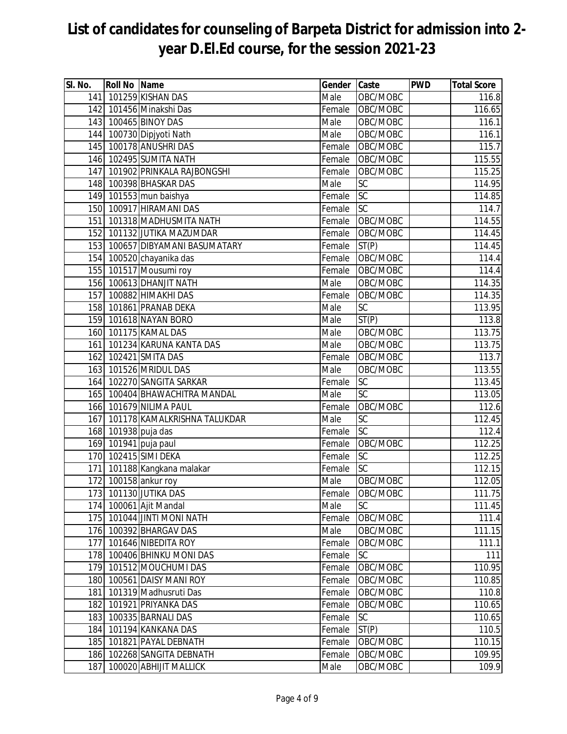# List of candidates for counseling of Barpeta District for admission into 2-year D.El.Ed course, for the session 2021-23

| Sl. No. | Roll No | Name | Gender | Caste | PWD | Total Score |
|---|---|---|---|---|---|---|
| 141 | 101259 | KISHAN DAS | Male | OBC/MOBC | | 116.8 |
| 142 | 101456 | Minakshi Das | Female | OBC/MOBC | | 116.65 |
| 143 | 100465 | BINOY DAS | Male | OBC/MOBC | | 116.1 |
| 144 | 100730 | Dipjyoti Nath | Male | OBC/MOBC | | 116.1 |
| 145 | 100178 | ANUSHRI DAS | Female | OBC/MOBC | | 115.7 |
| 146 | 102495 | SUMITA NATH | Female | OBC/MOBC | | 115.55 |
| 147 | 101902 | PRINKALA RAJBONGSHI | Female | OBC/MOBC | | 115.25 |
| 148 | 100398 | BHASKAR DAS | Male | SC | | 114.95 |
| 149 | 101553 | mun baishya | Female | SC | | 114.85 |
| 150 | 100917 | HIRAMANI DAS | Female | SC | | 114.7 |
| 151 | 101318 | MADHUSMITA NATH | Female | OBC/MOBC | | 114.55 |
| 152 | 101132 | JUTIKA MAZUMDAR | Female | OBC/MOBC | | 114.45 |
| 153 | 100657 | DIBYAMANI BASUMATARY | Female | ST(P) | | 114.45 |
| 154 | 100520 | chayanika das | Female | OBC/MOBC | | 114.4 |
| 155 | 101517 | Mousumi roy | Female | OBC/MOBC | | 114.4 |
| 156 | 100613 | DHANJIT NATH | Male | OBC/MOBC | | 114.35 |
| 157 | 100882 | HIMAKHI DAS | Female | OBC/MOBC | | 114.35 |
| 158 | 101861 | PRANAB DEKA | Male | SC | | 113.95 |
| 159 | 101618 | NAYAN BORO | Male | ST(P) | | 113.8 |
| 160 | 101175 | KAMAL DAS | Male | OBC/MOBC | | 113.75 |
| 161 | 101234 | KARUNA KANTA DAS | Male | OBC/MOBC | | 113.75 |
| 162 | 102421 | SMITA DAS | Female | OBC/MOBC | | 113.7 |
| 163 | 101526 | MRIDUL DAS | Male | OBC/MOBC | | 113.55 |
| 164 | 102270 | SANGITA SARKAR | Female | SC | | 113.45 |
| 165 | 100404 | BHAWACHITRA MANDAL | Male | SC | | 113.05 |
| 166 | 101679 | NILIMA PAUL | Female | OBC/MOBC | | 112.6 |
| 167 | 101178 | KAMALKRISHNA TALUKDAR | Male | SC | | 112.45 |
| 168 | 101938 | puja das | Female | SC | | 112.4 |
| 169 | 101941 | puja paul | Female | OBC/MOBC | | 112.25 |
| 170 | 102415 | SIMI DEKA | Female | SC | | 112.25 |
| 171 | 101188 | Kangkana malakar | Female | SC | | 112.15 |
| 172 | 100158 | ankur roy | Male | OBC/MOBC | | 112.05 |
| 173 | 101130 | JUTIKA DAS | Female | OBC/MOBC | | 111.75 |
| 174 | 100061 | Ajit Mandal | Male | SC | | 111.45 |
| 175 | 101044 | JINTI MONI NATH | Female | OBC/MOBC | | 111.4 |
| 176 | 100392 | BHARGAV DAS | Male | OBC/MOBC | | 111.15 |
| 177 | 101646 | NIBEDITA ROY | Female | OBC/MOBC | | 111.1 |
| 178 | 100406 | BHINKU MONI DAS | Female | SC | | 111 |
| 179 | 101512 | MOUCHUMI DAS | Female | OBC/MOBC | | 110.95 |
| 180 | 100561 | DAISY MANI ROY | Female | OBC/MOBC | | 110.85 |
| 181 | 101319 | Madhusruti Das | Female | OBC/MOBC | | 110.8 |
| 182 | 101921 | PRIYANKA DAS | Female | OBC/MOBC | | 110.65 |
| 183 | 100335 | BARNALI DAS | Female | SC | | 110.65 |
| 184 | 101194 | KANKANA DAS | Female | ST(P) | | 110.5 |
| 185 | 101821 | PAYAL DEBNATH | Female | OBC/MOBC | | 110.15 |
| 186 | 102268 | SANGITA DEBNATH | Female | OBC/MOBC | | 109.95 |
| 187 | 100020 | ABHIJIT MALLICK | Male | OBC/MOBC | | 109.9 |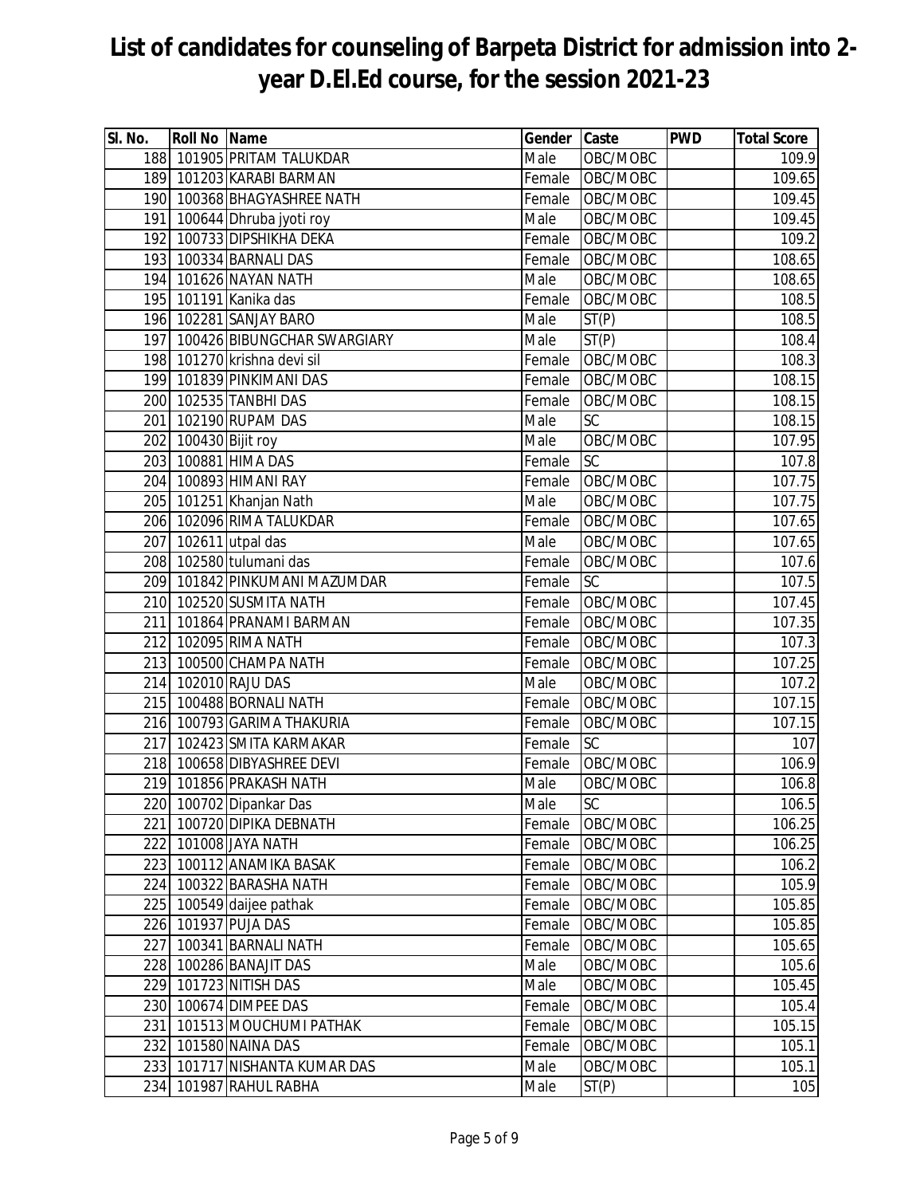# List of candidates for counseling of Barpeta District for admission into 2-year D.El.Ed course, for the session 2021-23

| Sl. No. | Roll No | Name | Gender | Caste | PWD | Total Score |
|---|---|---|---|---|---|---|
| 188 | 101905 | PRITAM TALUKDAR | Male | OBC/MOBC | | 109.9 |
| 189 | 101203 | KARABI BARMAN | Female | OBC/MOBC | | 109.65 |
| 190 | 100368 | BHAGYASHREE NATH | Female | OBC/MOBC | | 109.45 |
| 191 | 100644 | Dhruba jyoti roy | Male | OBC/MOBC | | 109.45 |
| 192 | 100733 | DIPSHIKHA DEKA | Female | OBC/MOBC | | 109.2 |
| 193 | 100334 | BARNALI DAS | Female | OBC/MOBC | | 108.65 |
| 194 | 101626 | NAYAN NATH | Male | OBC/MOBC | | 108.65 |
| 195 | 101191 | Kanika das | Female | OBC/MOBC | | 108.5 |
| 196 | 102281 | SANJAY BARO | Male | ST(P) | | 108.5 |
| 197 | 100426 | BIBUNGCHAR SWARGIARY | Male | ST(P) | | 108.4 |
| 198 | 101270 | krishna devi sil | Female | OBC/MOBC | | 108.3 |
| 199 | 101839 | PINKIMANI DAS | Female | OBC/MOBC | | 108.15 |
| 200 | 102535 | TANBHI DAS | Female | OBC/MOBC | | 108.15 |
| 201 | 102190 | RUPAM DAS | Male | SC | | 108.15 |
| 202 | 100430 | Bijit roy | Male | OBC/MOBC | | 107.95 |
| 203 | 100881 | HIMA DAS | Female | SC | | 107.8 |
| 204 | 100893 | HIMANI RAY | Female | OBC/MOBC | | 107.75 |
| 205 | 101251 | Khanjan Nath | Male | OBC/MOBC | | 107.75 |
| 206 | 102096 | RIMA TALUKDAR | Female | OBC/MOBC | | 107.65 |
| 207 | 102611 | utpal das | Male | OBC/MOBC | | 107.65 |
| 208 | 102580 | tulumani das | Female | OBC/MOBC | | 107.6 |
| 209 | 101842 | PINKUMANI MAZUMDAR | Female | SC | | 107.5 |
| 210 | 102520 | SUSMITA NATH | Female | OBC/MOBC | | 107.45 |
| 211 | 101864 | PRANAMI BARMAN | Female | OBC/MOBC | | 107.35 |
| 212 | 102095 | RIMA NATH | Female | OBC/MOBC | | 107.3 |
| 213 | 100500 | CHAMPA NATH | Female | OBC/MOBC | | 107.25 |
| 214 | 102010 | RAJU DAS | Male | OBC/MOBC | | 107.2 |
| 215 | 100488 | BORNALI NATH | Female | OBC/MOBC | | 107.15 |
| 216 | 100793 | GARIMA THAKURIA | Female | OBC/MOBC | | 107.15 |
| 217 | 102423 | SMITA KARMAKAR | Female | SC | | 107 |
| 218 | 100658 | DIBYASHREE DEVI | Female | OBC/MOBC | | 106.9 |
| 219 | 101856 | PRAKASH NATH | Male | OBC/MOBC | | 106.8 |
| 220 | 100702 | Dipankar Das | Male | SC | | 106.5 |
| 221 | 100720 | DIPIKA DEBNATH | Female | OBC/MOBC | | 106.25 |
| 222 | 101008 | JAYA NATH | Female | OBC/MOBC | | 106.25 |
| 223 | 100112 | ANAMIKA BASAK | Female | OBC/MOBC | | 106.2 |
| 224 | 100322 | BARASHA NATH | Female | OBC/MOBC | | 105.9 |
| 225 | 100549 | daijee pathak | Female | OBC/MOBC | | 105.85 |
| 226 | 101937 | PUJA DAS | Female | OBC/MOBC | | 105.85 |
| 227 | 100341 | BARNALI NATH | Female | OBC/MOBC | | 105.65 |
| 228 | 100286 | BANAJIT DAS | Male | OBC/MOBC | | 105.6 |
| 229 | 101723 | NITISH DAS | Male | OBC/MOBC | | 105.45 |
| 230 | 100674 | DIMPEE DAS | Female | OBC/MOBC | | 105.4 |
| 231 | 101513 | MOUCHUMI PATHAK | Female | OBC/MOBC | | 105.15 |
| 232 | 101580 | NAINA DAS | Female | OBC/MOBC | | 105.1 |
| 233 | 101717 | NISHANTA KUMAR DAS | Male | OBC/MOBC | | 105.1 |
| 234 | 101987 | RAHUL RABHA | Male | ST(P) | | 105 |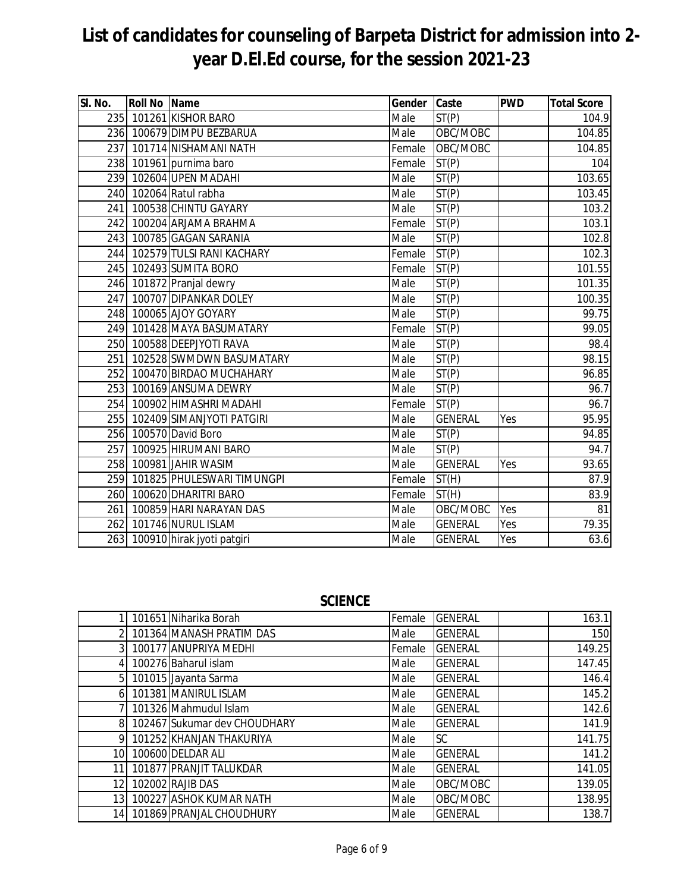# List of candidates for counseling of Barpeta District for admission into 2-year D.El.Ed course, for the session 2021-23

| Sl. No. | Roll No | Name | Gender | Caste | PWD | Total Score |
|---|---|---|---|---|---|---|
| 235 | 101261 | KISHOR BARO | Male | ST(P) | | 104.9 |
| 236 | 100679 | DIMPU BEZBARUA | Male | OBC/MOBC | | 104.85 |
| 237 | 101714 | NISHAMANI NATH | Female | OBC/MOBC | | 104.85 |
| 238 | 101961 | purnima baro | Female | ST(P) | | 104 |
| 239 | 102604 | UPEN MADAHI | Male | ST(P) | | 103.65 |
| 240 | 102064 | Ratul rabha | Male | ST(P) | | 103.45 |
| 241 | 100538 | CHINTU GAYARY | Male | ST(P) | | 103.2 |
| 242 | 100204 | ARJAMA BRAHMA | Female | ST(P) | | 103.1 |
| 243 | 100785 | GAGAN SARANIA | Male | ST(P) | | 102.8 |
| 244 | 102579 | TULSI RANI KACHARY | Female | ST(P) | | 102.3 |
| 245 | 102493 | SUMITA BORO | Female | ST(P) | | 101.55 |
| 246 | 101872 | Pranjal dewry | Male | ST(P) | | 101.35 |
| 247 | 100707 | DIPANKAR DOLEY | Male | ST(P) | | 100.35 |
| 248 | 100065 | AJOY GOYARY | Male | ST(P) | | 99.75 |
| 249 | 101428 | MAYA BASUMATARY | Female | ST(P) | | 99.05 |
| 250 | 100588 | DEEPJYOTI RAVA | Male | ST(P) | | 98.4 |
| 251 | 102528 | SWMDWN BASUMATARY | Male | ST(P) | | 98.15 |
| 252 | 100470 | BIRDAO MUCHAHARY | Male | ST(P) | | 96.85 |
| 253 | 100169 | ANSUMA DEWRY | Male | ST(P) | | 96.7 |
| 254 | 100902 | HIMASHRI MADAHI | Female | ST(P) | | 96.7 |
| 255 | 102409 | SIMANJYOTI PATGIRI | Male | GENERAL | Yes | 95.95 |
| 256 | 100570 | David Boro | Male | ST(P) | | 94.85 |
| 257 | 100925 | HIRUMANI BARO | Male | ST(P) | | 94.7 |
| 258 | 100981 | JAHIR WASIM | Male | GENERAL | Yes | 93.65 |
| 259 | 101825 | PHULESWARI TIMUNGPI | Female | ST(H) | | 87.9 |
| 260 | 100620 | DHARITRI BARO | Female | ST(H) | | 83.9 |
| 261 | 100859 | HARI NARAYAN DAS | Male | OBC/MOBC | Yes | 81 |
| 262 | 101746 | NURUL ISLAM | Male | GENERAL | Yes | 79.35 |
| 263 | 100910 | hirak jyoti patgiri | Male | GENERAL | Yes | 63.6 |

## SCIENCE

| | | | | | | |
|---|---|---|---|---|---|---|
| 1 | 101651 | Niharika Borah | Female | GENERAL | | 163.1 |
| 2 | 101364 | MANASH PRATIM DAS | Male | GENERAL | | 150 |
| 3 | 100177 | ANUPRIYA MEDHI | Female | GENERAL | | 149.25 |
| 4 | 100276 | Baharul islam | Male | GENERAL | | 147.45 |
| 5 | 101015 | Jayanta Sarma | Male | GENERAL | | 146.4 |
| 6 | 101381 | MANIRUL ISLAM | Male | GENERAL | | 145.2 |
| 7 | 101326 | Mahmudul Islam | Male | GENERAL | | 142.6 |
| 8 | 102467 | Sukumar dev CHOUDHARY | Male | GENERAL | | 141.9 |
| 9 | 101252 | KHANJAN THAKURIYA | Male | SC | | 141.75 |
| 10 | 100600 | DELDAR ALI | Male | GENERAL | | 141.2 |
| 11 | 101877 | PRANJIT TALUKDAR | Male | GENERAL | | 141.05 |
| 12 | 102002 | RAJIB DAS | Male | OBC/MOBC | | 139.05 |
| 13 | 100227 | ASHOK KUMAR NATH | Male | OBC/MOBC | | 138.95 |
| 14 | 101869 | PRANJAL CHOUDHURY | Male | GENERAL | | 138.7 |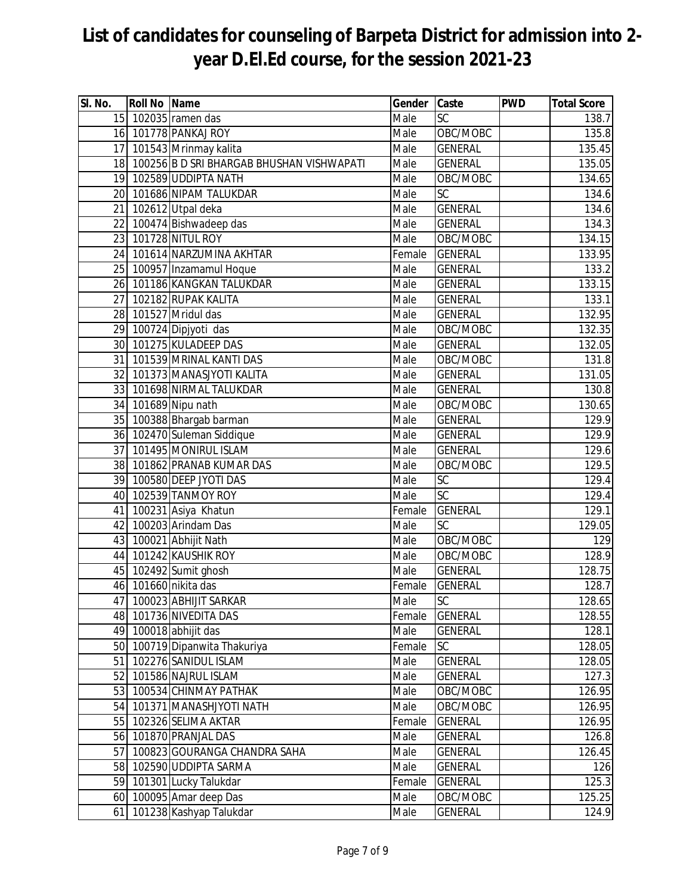# List of candidates for counseling of Barpeta District for admission into 2-year D.El.Ed course, for the session 2021-23

| Sl. No. | Roll No | Name | Gender | Caste | PWD | Total Score |
|---|---|---|---|---|---|---|
| 15 | 102035 | ramen das | Male | SC | | 138.7 |
| 16 | 101778 | PANKAJ ROY | Male | OBC/MOBC | | 135.8 |
| 17 | 101543 | Mrinmay kalita | Male | GENERAL | | 135.45 |
| 18 | 100256 | B D SRI BHARGAB BHUSHAN VISHWAPATI | Male | GENERAL | | 135.05 |
| 19 | 102589 | UDDIPTA NATH | Male | OBC/MOBC | | 134.65 |
| 20 | 101686 | NIPAM TALUKDAR | Male | SC | | 134.6 |
| 21 | 102612 | Utpal deka | Male | GENERAL | | 134.6 |
| 22 | 100474 | Bishwadeep das | Male | GENERAL | | 134.3 |
| 23 | 101728 | NITUL ROY | Male | OBC/MOBC | | 134.15 |
| 24 | 101614 | NARZUMINA AKHTAR | Female | GENERAL | | 133.95 |
| 25 | 100957 | Inzamamul Hoque | Male | GENERAL | | 133.2 |
| 26 | 101186 | KANGKAN TALUKDAR | Male | GENERAL | | 133.15 |
| 27 | 102182 | RUPAK KALITA | Male | GENERAL | | 133.1 |
| 28 | 101527 | Mridul das | Male | GENERAL | | 132.95 |
| 29 | 100724 | Dipjyoti das | Male | OBC/MOBC | | 132.35 |
| 30 | 101275 | KULADEEP DAS | Male | GENERAL | | 132.05 |
| 31 | 101539 | MRINAL KANTI DAS | Male | OBC/MOBC | | 131.8 |
| 32 | 101373 | MANASJYOTI KALITA | Male | GENERAL | | 131.05 |
| 33 | 101698 | NIRMAL TALUKDAR | Male | GENERAL | | 130.8 |
| 34 | 101689 | Nipu nath | Male | OBC/MOBC | | 130.65 |
| 35 | 100388 | Bhargab barman | Male | GENERAL | | 129.9 |
| 36 | 102470 | Suleman Siddique | Male | GENERAL | | 129.9 |
| 37 | 101495 | MONIRUL ISLAM | Male | GENERAL | | 129.6 |
| 38 | 101862 | PRANAB KUMAR DAS | Male | OBC/MOBC | | 129.5 |
| 39 | 100580 | DEEP JYOTI DAS | Male | SC | | 129.4 |
| 40 | 102539 | TANMOY ROY | Male | SC | | 129.4 |
| 41 | 100231 | Asiya Khatun | Female | GENERAL | | 129.1 |
| 42 | 100203 | Arindam Das | Male | SC | | 129.05 |
| 43 | 100021 | Abhijit Nath | Male | OBC/MOBC | | 129 |
| 44 | 101242 | KAUSHIK ROY | Male | OBC/MOBC | | 128.9 |
| 45 | 102492 | Sumit ghosh | Male | GENERAL | | 128.75 |
| 46 | 101660 | nikita das | Female | GENERAL | | 128.7 |
| 47 | 100023 | ABHIJIT SARKAR | Male | SC | | 128.65 |
| 48 | 101736 | NIVEDITA DAS | Female | GENERAL | | 128.55 |
| 49 | 100018 | abhijit das | Male | GENERAL | | 128.1 |
| 50 | 100719 | Dipanwita Thakuriya | Female | SC | | 128.05 |
| 51 | 102276 | SANIDUL ISLAM | Male | GENERAL | | 128.05 |
| 52 | 101586 | NAJRUL ISLAM | Male | GENERAL | | 127.3 |
| 53 | 100534 | CHINMAY PATHAK | Male | OBC/MOBC | | 126.95 |
| 54 | 101371 | MANASHJYOTI NATH | Male | OBC/MOBC | | 126.95 |
| 55 | 102326 | SELIMA AKTAR | Female | GENERAL | | 126.95 |
| 56 | 101870 | PRANJAL DAS | Male | GENERAL | | 126.8 |
| 57 | 100823 | GOURANGA CHANDRA SAHA | Male | GENERAL | | 126.45 |
| 58 | 102590 | UDDIPTA SARMA | Male | GENERAL | | 126 |
| 59 | 101301 | Lucky Talukdar | Female | GENERAL | | 125.3 |
| 60 | 100095 | Amar deep Das | Male | OBC/MOBC | | 125.25 |
| 61 | 101238 | Kashyap Talukdar | Male | GENERAL | | 124.9 |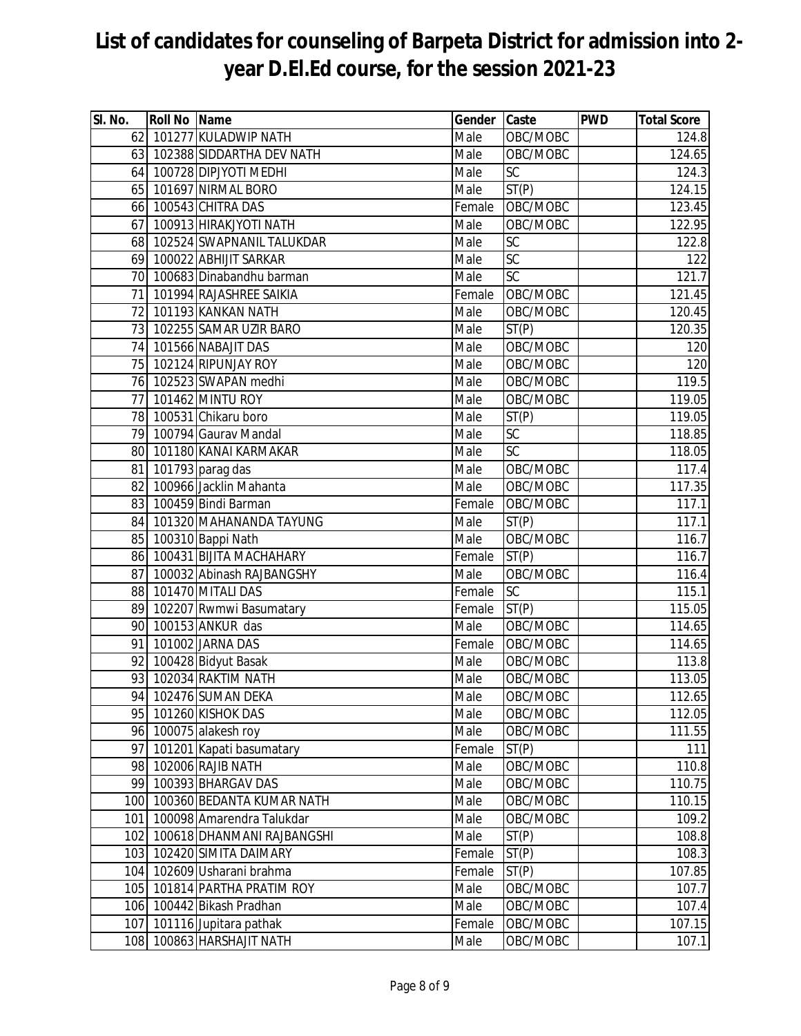# List of candidates for counseling of Barpeta District for admission into 2-year D.El.Ed course, for the session 2021-23

| Sl. No. | Roll No | Name | Gender | Caste | PWD | Total Score |
|---|---|---|---|---|---|---|
| 62 | 101277 | KULADWIP NATH | Male | OBC/MOBC | | 124.8 |
| 63 | 102388 | SIDDARTHA DEV NATH | Male | OBC/MOBC | | 124.65 |
| 64 | 100728 | DIPJYOTI MEDHI | Male | SC | | 124.3 |
| 65 | 101697 | NIRMAL BORO | Male | ST(P) | | 124.15 |
| 66 | 100543 | CHITRA DAS | Female | OBC/MOBC | | 123.45 |
| 67 | 100913 | HIRAKJYOTI NATH | Male | OBC/MOBC | | 122.95 |
| 68 | 102524 | SWAPNANIL TALUKDAR | Male | SC | | 122.8 |
| 69 | 100022 | ABHIJIT SARKAR | Male | SC | | 122 |
| 70 | 100683 | Dinabandhu barman | Male | SC | | 121.7 |
| 71 | 101994 | RAJASHREE SAIKIA | Female | OBC/MOBC | | 121.45 |
| 72 | 101193 | KANKAN NATH | Male | OBC/MOBC | | 120.45 |
| 73 | 102255 | SAMAR UZIR BARO | Male | ST(P) | | 120.35 |
| 74 | 101566 | NABAJIT DAS | Male | OBC/MOBC | | 120 |
| 75 | 102124 | RIPUNJAY ROY | Male | OBC/MOBC | | 120 |
| 76 | 102523 | SWAPAN medhi | Male | OBC/MOBC | | 119.5 |
| 77 | 101462 | MINTU ROY | Male | OBC/MOBC | | 119.05 |
| 78 | 100531 | Chikaru boro | Male | ST(P) | | 119.05 |
| 79 | 100794 | Gaurav Mandal | Male | SC | | 118.85 |
| 80 | 101180 | KANAI KARMAKAR | Male | SC | | 118.05 |
| 81 | 101793 | parag das | Male | OBC/MOBC | | 117.4 |
| 82 | 100966 | Jacklin Mahanta | Male | OBC/MOBC | | 117.35 |
| 83 | 100459 | Bindi Barman | Female | OBC/MOBC | | 117.1 |
| 84 | 101320 | MAHANANDA TAYUNG | Male | ST(P) | | 117.1 |
| 85 | 100310 | Bappi Nath | Male | OBC/MOBC | | 116.7 |
| 86 | 100431 | BIJITA MACHAHARY | Female | ST(P) | | 116.7 |
| 87 | 100032 | Abinash RAJBANGSHY | Male | OBC/MOBC | | 116.4 |
| 88 | 101470 | MITALI DAS | Female | SC | | 115.1 |
| 89 | 102207 | Rwmwi Basumatary | Female | ST(P) | | 115.05 |
| 90 | 100153 | ANKUR das | Male | OBC/MOBC | | 114.65 |
| 91 | 101002 | JARNA DAS | Female | OBC/MOBC | | 114.65 |
| 92 | 100428 | Bidyut Basak | Male | OBC/MOBC | | 113.8 |
| 93 | 102034 | RAKTIM NATH | Male | OBC/MOBC | | 113.05 |
| 94 | 102476 | SUMAN DEKA | Male | OBC/MOBC | | 112.65 |
| 95 | 101260 | KISHOK DAS | Male | OBC/MOBC | | 112.05 |
| 96 | 100075 | alakesh roy | Male | OBC/MOBC | | 111.55 |
| 97 | 101201 | Kapati basumatary | Female | ST(P) | | 111 |
| 98 | 102006 | RAJIB NATH | Male | OBC/MOBC | | 110.8 |
| 99 | 100393 | BHARGAV DAS | Male | OBC/MOBC | | 110.75 |
| 100 | 100360 | BEDANTA KUMAR NATH | Male | OBC/MOBC | | 110.15 |
| 101 | 100098 | Amarendra Talukdar | Male | OBC/MOBC | | 109.2 |
| 102 | 100618 | DHANMANI RAJBANGSHI | Male | ST(P) | | 108.8 |
| 103 | 102420 | SIMITA DAIMARY | Female | ST(P) | | 108.3 |
| 104 | 102609 | Usharani brahma | Female | ST(P) | | 107.85 |
| 105 | 101814 | PARTHA PRATIM ROY | Male | OBC/MOBC | | 107.7 |
| 106 | 100442 | Bikash Pradhan | Male | OBC/MOBC | | 107.4 |
| 107 | 101116 | Jupitara pathak | Female | OBC/MOBC | | 107.15 |
| 108 | 100863 | HARSHAJIT NATH | Male | OBC/MOBC | | 107.1 |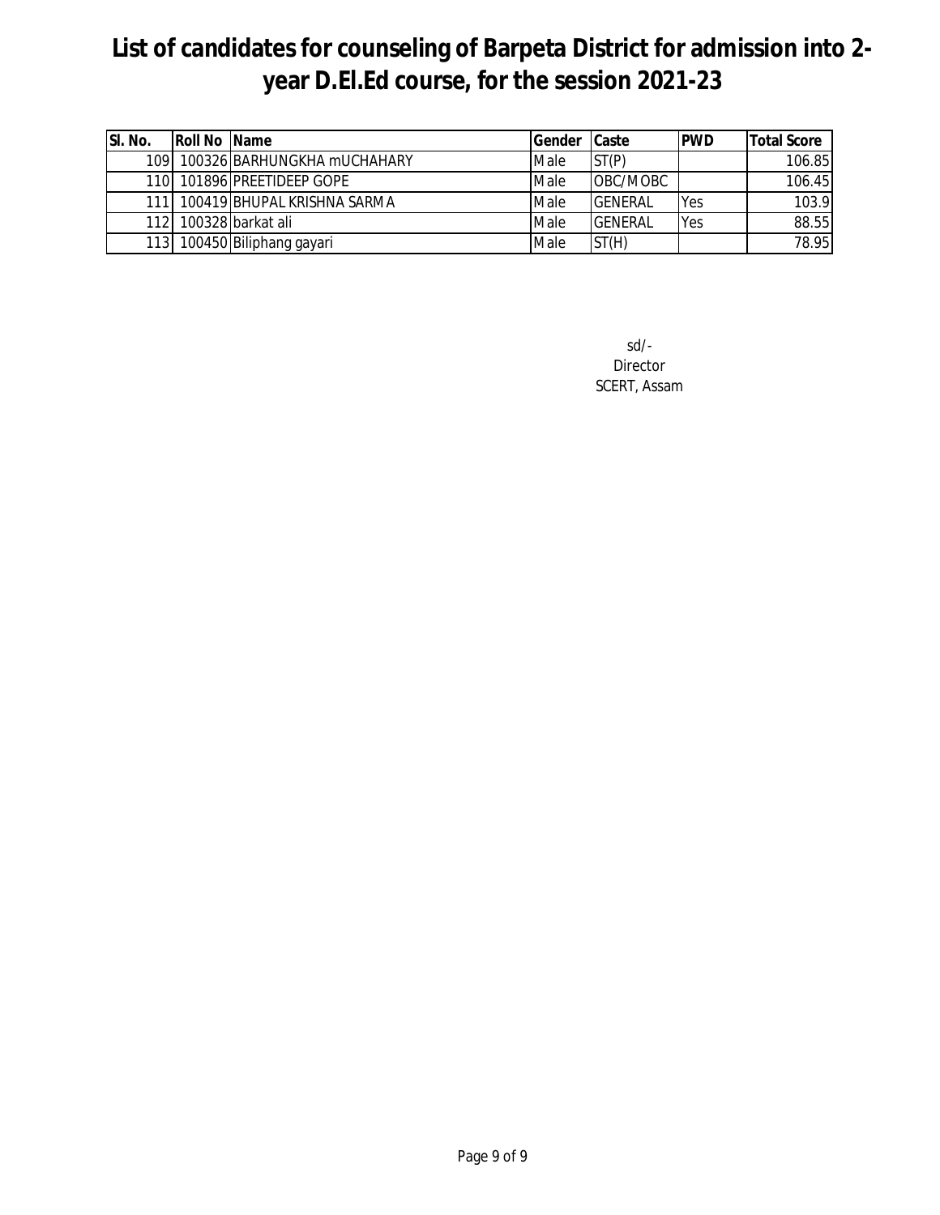# List of candidates for counseling of Barpeta District for admission into 2-year D.El.Ed course, for the session 2021-23

| Sl. No. | Roll No | Name | Gender | Caste | PWD | Total Score |
|---|---|---|---|---|---|---|
| 109 | 100326 | BARHUNGKHA mUCHAHARY | Male | ST(P) | | 106.85 |
| 110 | 101896 | PREETIDEEP GOPE | Male | OBC/MOBC | | 106.45 |
| 111 | 100419 | BHUPAL KRISHNA SARMA | Male | GENERAL | Yes | 103.9 |
| 112 | 100328 | barkat ali | Male | GENERAL | Yes | 88.55 |
| 113 | 100450 | Biliphang gayari | Male | ST(H) | | 78.95 |

sd/-
Director
SCERT, Assam